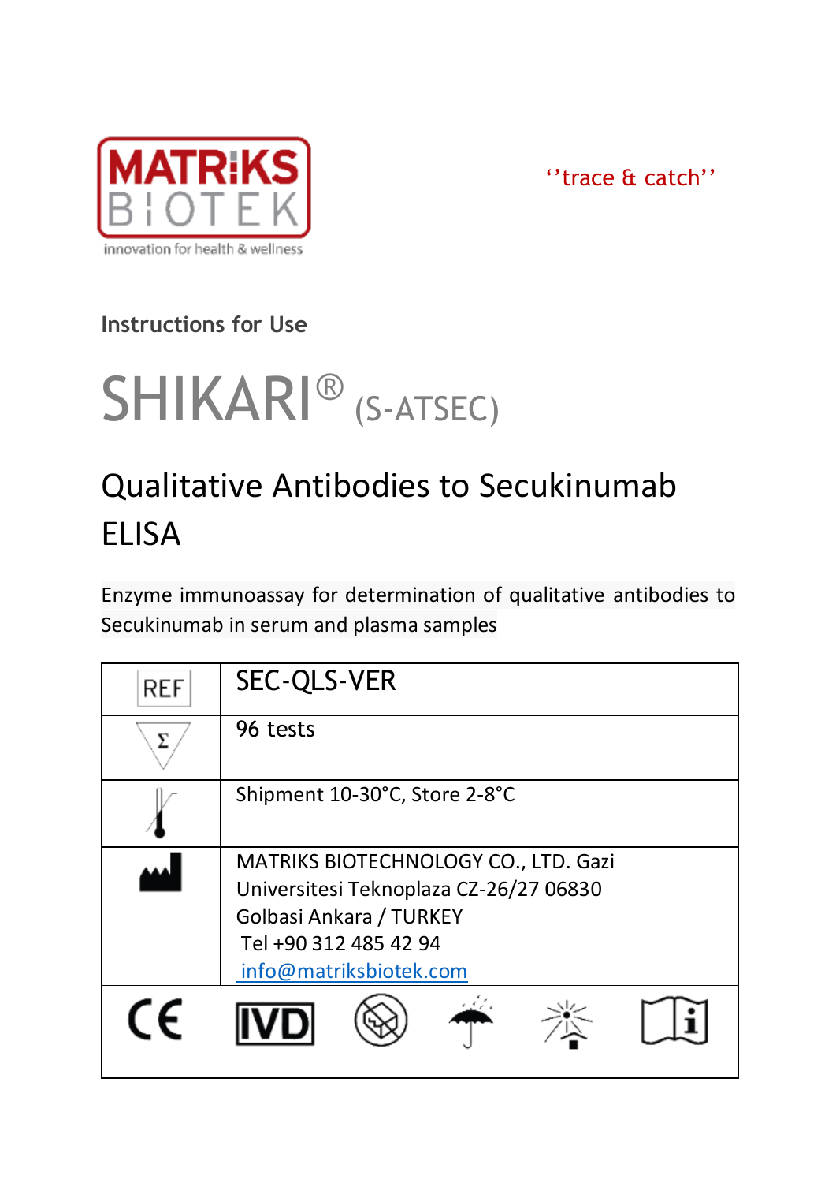MATRIKS BIOTEK
innovation for health & wellness

''trace & catch''

Instructions for Use

# SHIKARI® (S-ATSEC)

## Qualitative Antibodies to Secukinumab ELISA

Enzyme immunoassay for determination of qualitative antibodies to Secukinumab in serum and plasma samples

| REF | SEC-QLS-VER |
|---|---|
| Σ | 96 tests |
| Temperature limit | Shipment 10-30°C, Store 2-8°C |
| Manufacturer | MATRIKS BIOTECHNOLOGY CO., LTD. Gazi Universitesi Teknoplaza CZ-26/27 06830 Golbasi Ankara / TURKEY<br>Tel +90 312 485 42 94<br>info@matriksbiotek.com |

CE IVD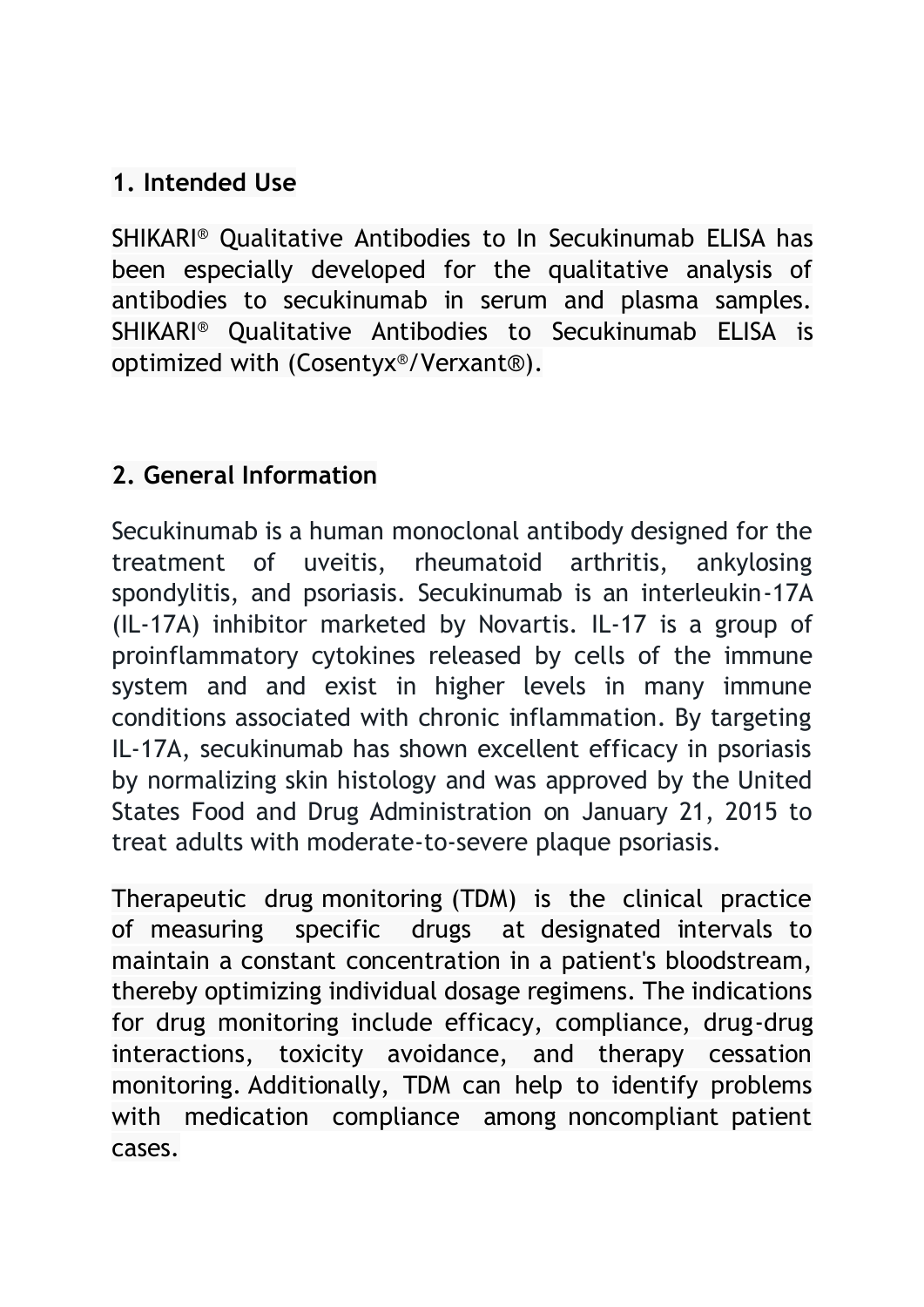## 1. Intended Use

SHIKARI® Qualitative Antibodies to In Secukinumab ELISA has been especially developed for the qualitative analysis of antibodies to secukinumab in serum and plasma samples. SHIKARI® Qualitative Antibodies to Secukinumab ELISA is optimized with (Cosentyx®/Verxant®).

## 2. General Information

Secukinumab is a human monoclonal antibody designed for the treatment of uveitis, rheumatoid arthritis, ankylosing spondylitis, and psoriasis. Secukinumab is an interleukin-17A (IL-17A) inhibitor marketed by Novartis. IL-17 is a group of proinflammatory cytokines released by cells of the immune system and and exist in higher levels in many immune conditions associated with chronic inflammation. By targeting IL-17A, secukinumab has shown excellent efficacy in psoriasis by normalizing skin histology and was approved by the United States Food and Drug Administration on January 21, 2015 to treat adults with moderate-to-severe plaque psoriasis.

Therapeutic drug monitoring (TDM) is the clinical practice of measuring specific drugs at designated intervals to maintain a constant concentration in a patient's bloodstream, thereby optimizing individual dosage regimens. The indications for drug monitoring include efficacy, compliance, drug-drug interactions, toxicity avoidance, and therapy cessation monitoring. Additionally, TDM can help to identify problems with medication compliance among noncompliant patient cases.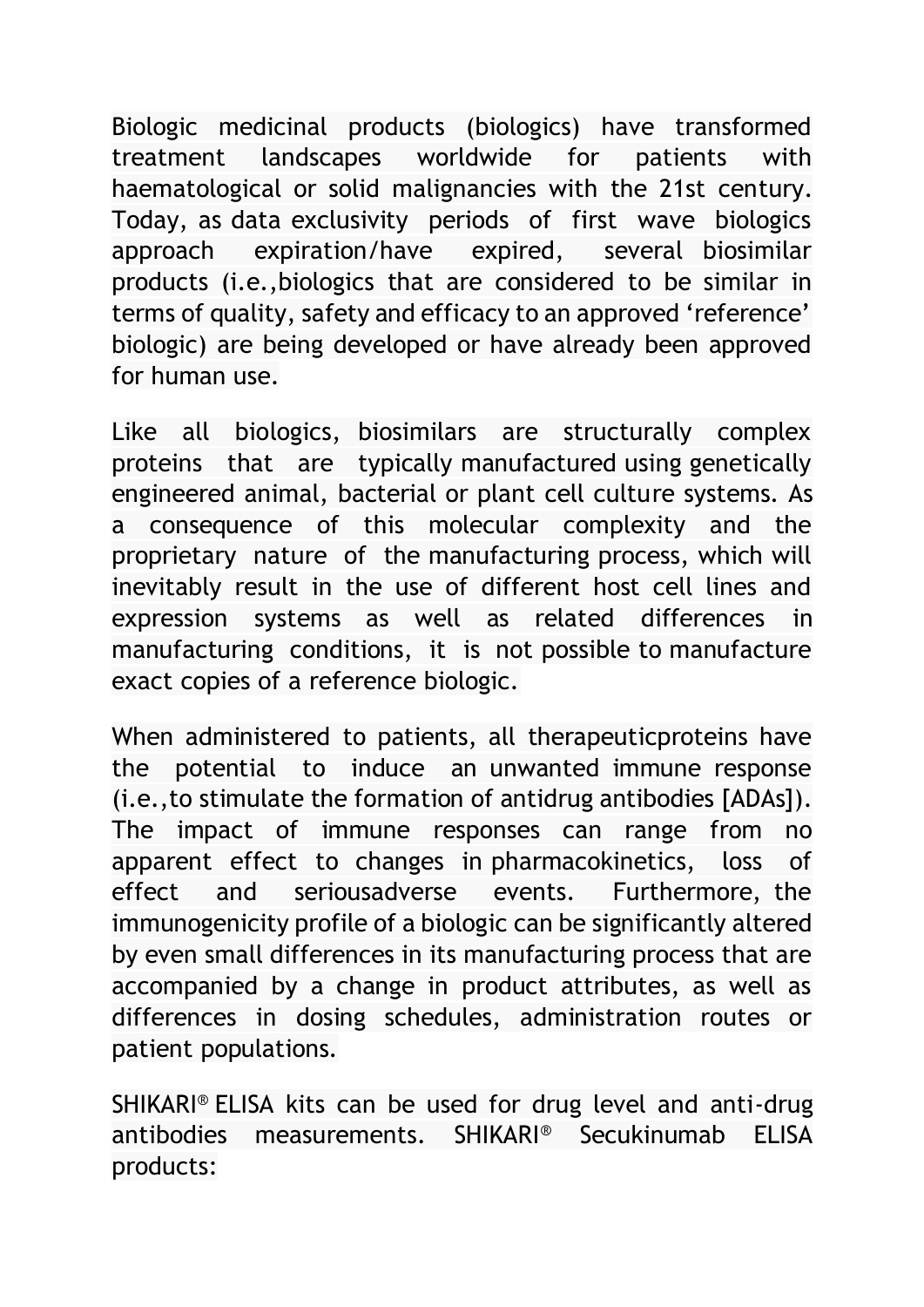Biologic medicinal products (biologics) have transformed treatment landscapes worldwide for patients with haematological or solid malignancies with the 21st century. Today, as data exclusivity periods of first wave biologics approach expiration/have expired, several biosimilar products (i.e.,biologics that are considered to be similar in terms of quality, safety and efficacy to an approved 'reference' biologic) are being developed or have already been approved for human use.

Like all biologics, biosimilars are structurally complex proteins that are typically manufactured using genetically engineered animal, bacterial or plant cell culture systems. As a consequence of this molecular complexity and the proprietary nature of the manufacturing process, which will inevitably result in the use of different host cell lines and expression systems as well as related differences in manufacturing conditions, it is not possible to manufacture exact copies of a reference biologic.

When administered to patients, all therapeuticproteins have the potential to induce an unwanted immune response (i.e.,to stimulate the formation of antidrug antibodies [ADAs]). The impact of immune responses can range from no apparent effect to changes in pharmacokinetics, loss of effect and seriousadverse events. Furthermore, the immunogenicity profile of a biologic can be significantly altered by even small differences in its manufacturing process that are accompanied by a change in product attributes, as well as differences in dosing schedules, administration routes or patient populations.

SHIKARI® ELISA kits can be used for drug level and anti-drug antibodies measurements. SHIKARI® Secukinumab ELISA products: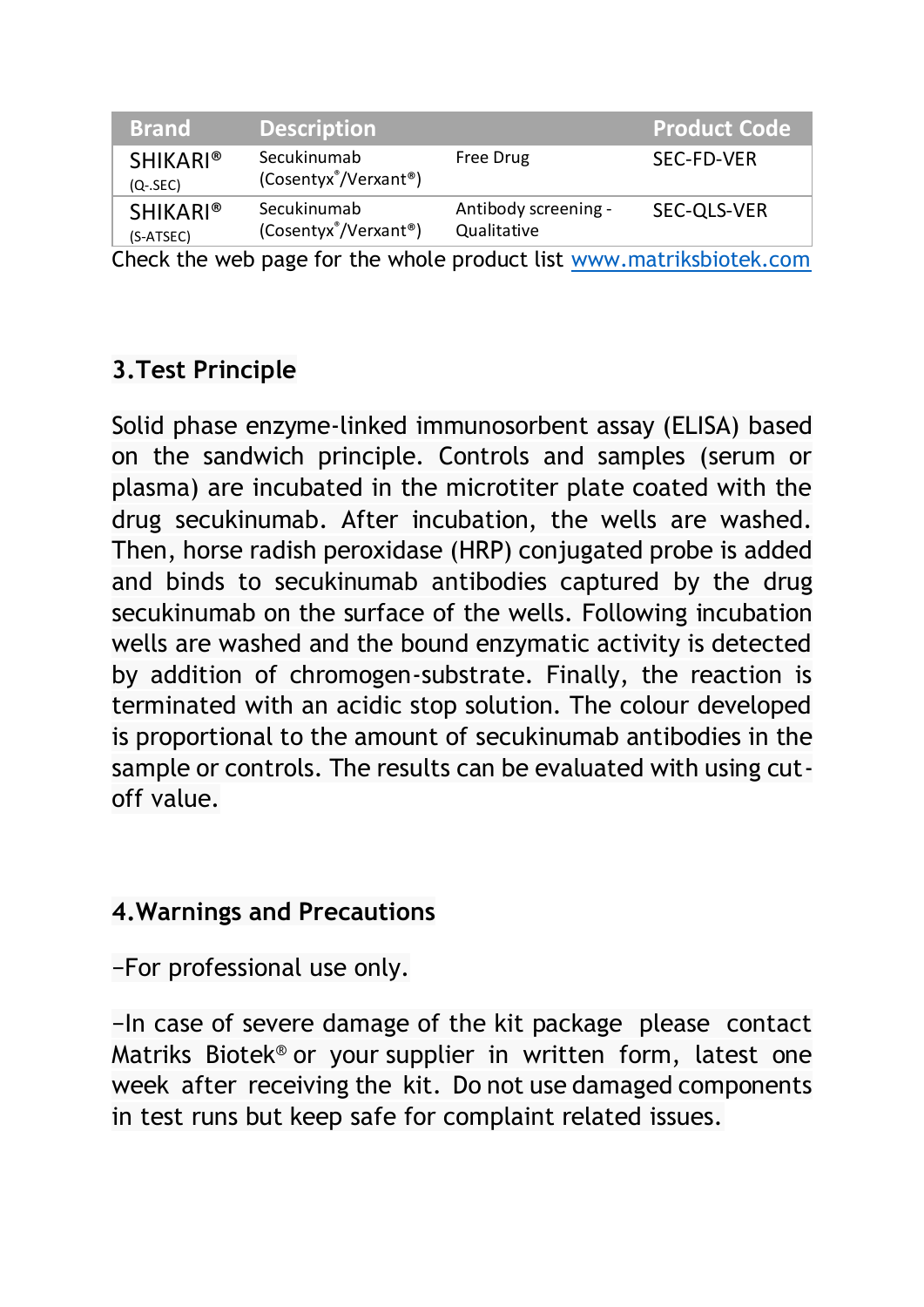| Brand | Description | | Product Code |
|---|---|---|---|
| SHIKARI® (Q-.SEC) | Secukinumab (Cosentyx®/Verxant®) | Free Drug | SEC-FD-VER |
| SHIKARI® (S-ATSEC) | Secukinumab (Cosentyx®/Verxant®) | Antibody screening - Qualitative | SEC-QLS-VER |

Check the web page for the whole product list www.matriksbiotek.com

## 3.Test Principle

Solid phase enzyme-linked immunosorbent assay (ELISA) based on the sandwich principle. Controls and samples (serum or plasma) are incubated in the microtiter plate coated with the drug secukinumab. After incubation, the wells are washed. Then, horse radish peroxidase (HRP) conjugated probe is added and binds to secukinumab antibodies captured by the drug secukinumab on the surface of the wells. Following incubation wells are washed and the bound enzymatic activity is detected by addition of chromogen-substrate. Finally, the reaction is terminated with an acidic stop solution. The colour developed is proportional to the amount of secukinumab antibodies in the sample or controls. The results can be evaluated with using cut-off value.

## 4.Warnings and Precautions

–For professional use only.

–In case of severe damage of the kit package please contact Matriks Biotek® or your supplier in written form, latest one week after receiving the kit. Do not use damaged components in test runs but keep safe for complaint related issues.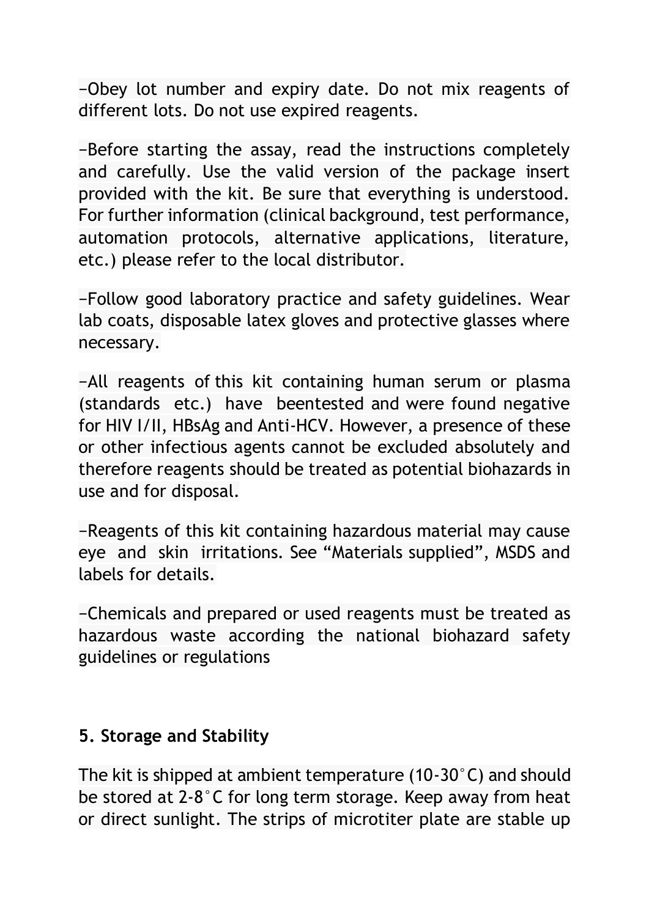−Obey lot number and expiry date. Do not mix reagents of different lots. Do not use expired reagents.

−Before starting the assay, read the instructions completely and carefully. Use the valid version of the package insert provided with the kit. Be sure that everything is understood. For further information (clinical background, test performance, automation protocols, alternative applications, literature, etc.) please refer to the local distributor.

−Follow good laboratory practice and safety guidelines. Wear lab coats, disposable latex gloves and protective glasses where necessary.

−All reagents of this kit containing human serum or plasma (standards etc.) have beentested and were found negative for HIV I/II, HBsAg and Anti-HCV. However, a presence of these or other infectious agents cannot be excluded absolutely and therefore reagents should be treated as potential biohazards in use and for disposal.

−Reagents of this kit containing hazardous material may cause eye and skin irritations. See "Materials supplied", MSDS and labels for details.

−Chemicals and prepared or used reagents must be treated as hazardous waste according the national biohazard safety guidelines or regulations

## 5. Storage and Stability

The kit is shipped at ambient temperature (10-30°C) and should be stored at 2-8°C for long term storage. Keep away from heat or direct sunlight. The strips of microtiter plate are stable up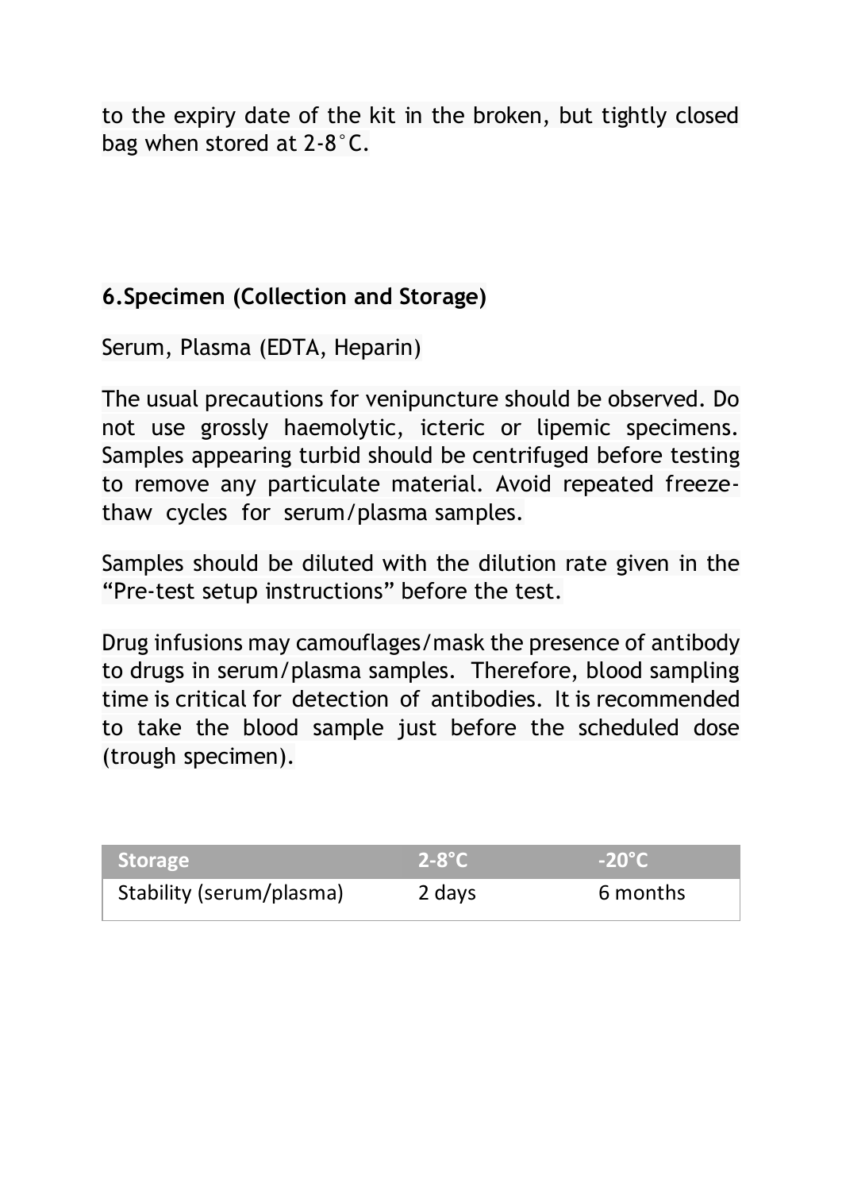to the expiry date of the kit in the broken, but tightly closed bag when stored at 2-8˚C.

## 6.Specimen (Collection and Storage)

Serum, Plasma (EDTA, Heparin)

The usual precautions for venipuncture should be observed. Do not use grossly haemolytic, icteric or lipemic specimens. Samples appearing turbid should be centrifuged before testing to remove any particulate material. Avoid repeated freeze-thaw cycles for serum/plasma samples.

Samples should be diluted with the dilution rate given in the “Pre-test setup instructions” before the test.

Drug infusions may camouflages/mask the presence of antibody to drugs in serum/plasma samples. Therefore, blood sampling time is critical for detection of antibodies. It is recommended to take the blood sample just before the scheduled dose (trough specimen).

| Storage | 2-8°C | -20°C |
|---|---|---|
| Stability (serum/plasma) | 2 days | 6 months |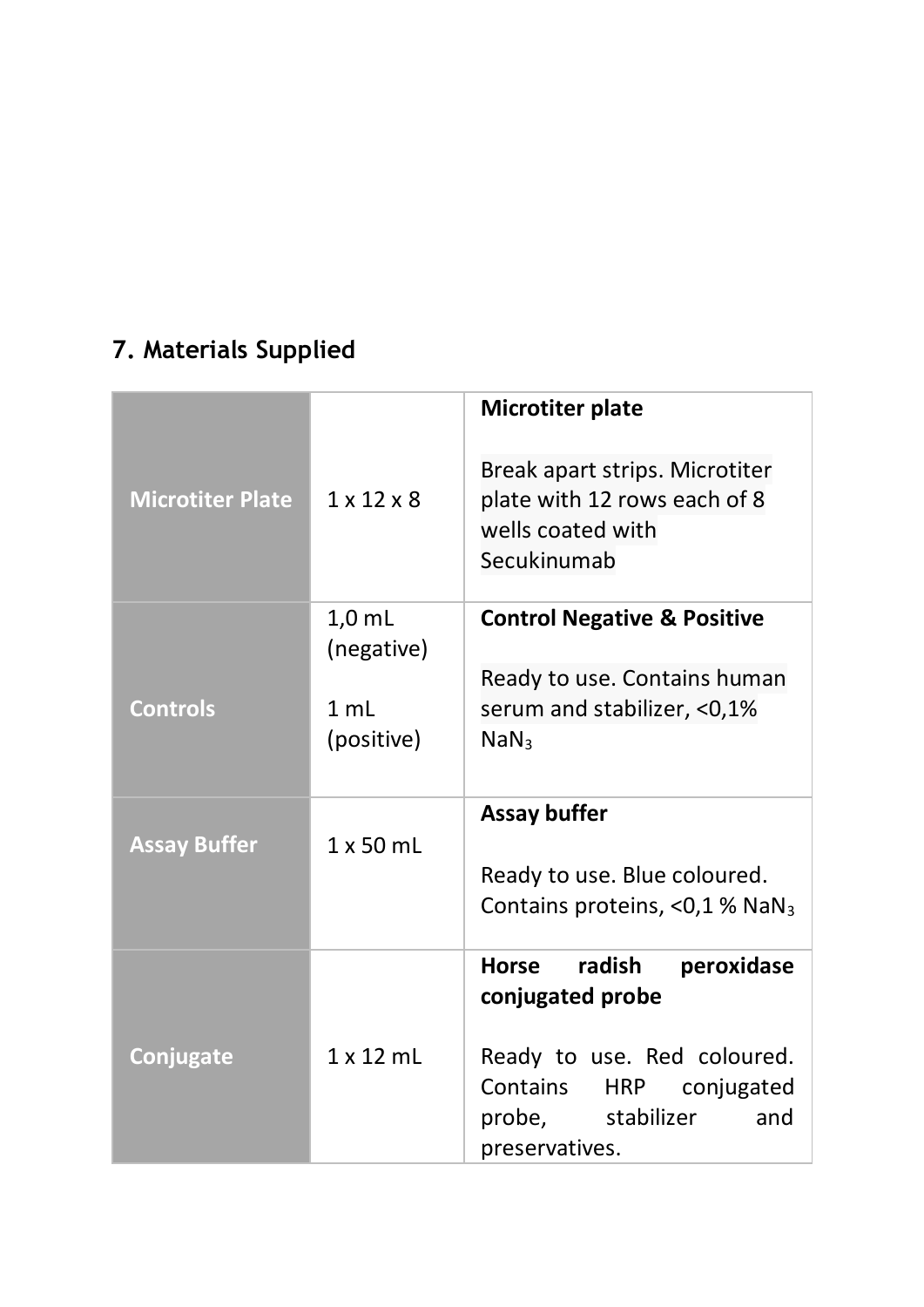## 7. Materials Supplied

| | | |
|---|---|---|
| **Microtiter Plate** | 1 x 12 x 8 | **Microtiter plate**<br><br>Break apart strips. Microtiter plate with 12 rows each of 8 wells coated with Secukinumab |
| **Controls** | 1,0 mL (negative)<br><br>1 mL (positive) | **Control Negative & Positive**<br><br>Ready to use. Contains human serum and stabilizer, <0,1% $NaN_3$ |
| **Assay Buffer** | 1 x 50 mL | **Assay buffer**<br><br>Ready to use. Blue coloured. Contains proteins, <0,1 % $NaN_3$ |
| **Conjugate** | 1 x 12 mL | **Horse radish peroxidase conjugated probe**<br><br>Ready to use. Red coloured. Contains HRP conjugated probe, stabilizer and preservatives. |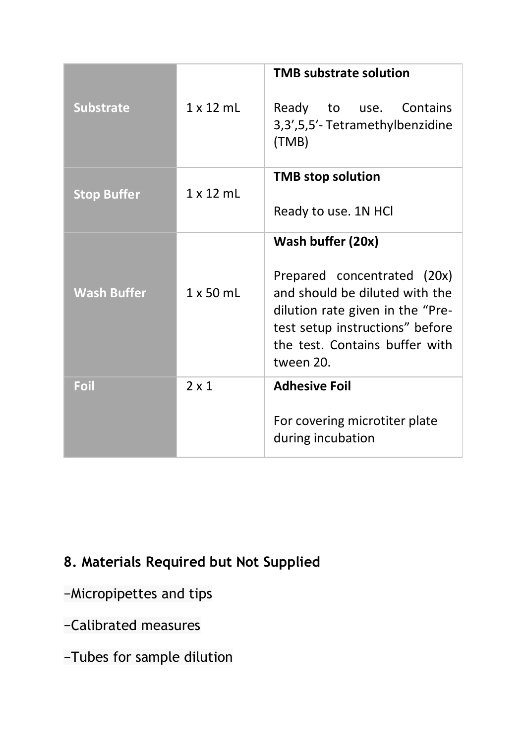| | | |
|---|---|---|
| **Substrate** | 1 x 12 mL | **TMB substrate solution**<br><br>Ready to use. Contains 3,3',5,5'- Tetramethylbenzidine (TMB) |
| **Stop Buffer** | 1 x 12 mL | **TMB stop solution**<br><br>Ready to use. 1N HCl |
| **Wash Buffer** | 1 x 50 mL | **Wash buffer (20x)**<br><br>Prepared concentrated (20x) and should be diluted with the dilution rate given in the "Pre-test setup instructions" before the test. Contains buffer with tween 20. |
| **Foil** | 2 x 1 | **Adhesive Foil**<br><br>For covering microtiter plate during incubation |

## 8. Materials Required but Not Supplied

–Micropipettes and tips

–Calibrated measures

–Tubes for sample dilution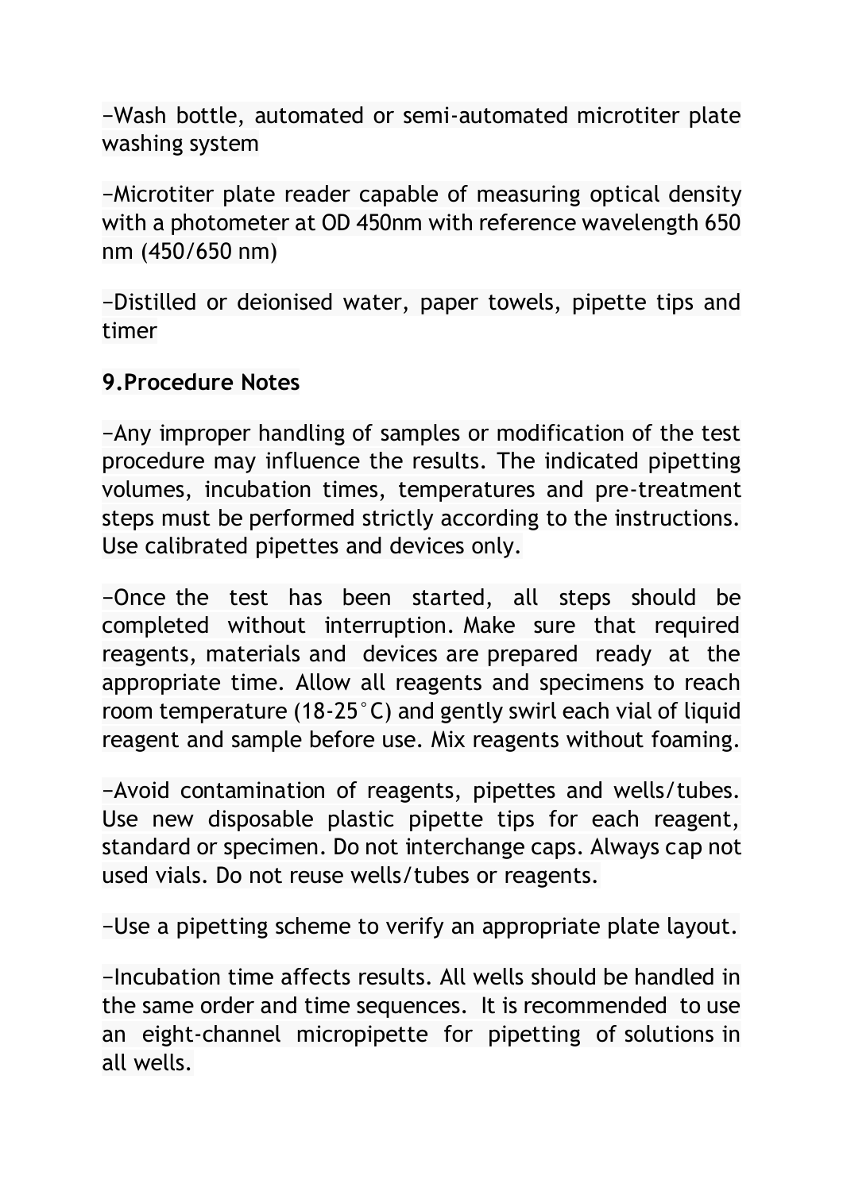−Wash bottle, automated or semi-automated microtiter plate washing system

−Microtiter plate reader capable of measuring optical density with a photometer at OD 450nm with reference wavelength 650 nm (450/650 nm)

−Distilled or deionised water, paper towels, pipette tips and timer

## 9.Procedure Notes

−Any improper handling of samples or modification of the test procedure may influence the results. The indicated pipetting volumes, incubation times, temperatures and pre-treatment steps must be performed strictly according to the instructions. Use calibrated pipettes and devices only.

−Once the test has been started, all steps should be completed without interruption. Make sure that required reagents, materials and devices are prepared ready at the appropriate time. Allow all reagents and specimens to reach room temperature (18-25°C) and gently swirl each vial of liquid reagent and sample before use. Mix reagents without foaming.

−Avoid contamination of reagents, pipettes and wells/tubes. Use new disposable plastic pipette tips for each reagent, standard or specimen. Do not interchange caps. Always cap not used vials. Do not reuse wells/tubes or reagents.

−Use a pipetting scheme to verify an appropriate plate layout.

−Incubation time affects results. All wells should be handled in the same order and time sequences. It is recommended to use an eight-channel micropipette for pipetting of solutions in all wells.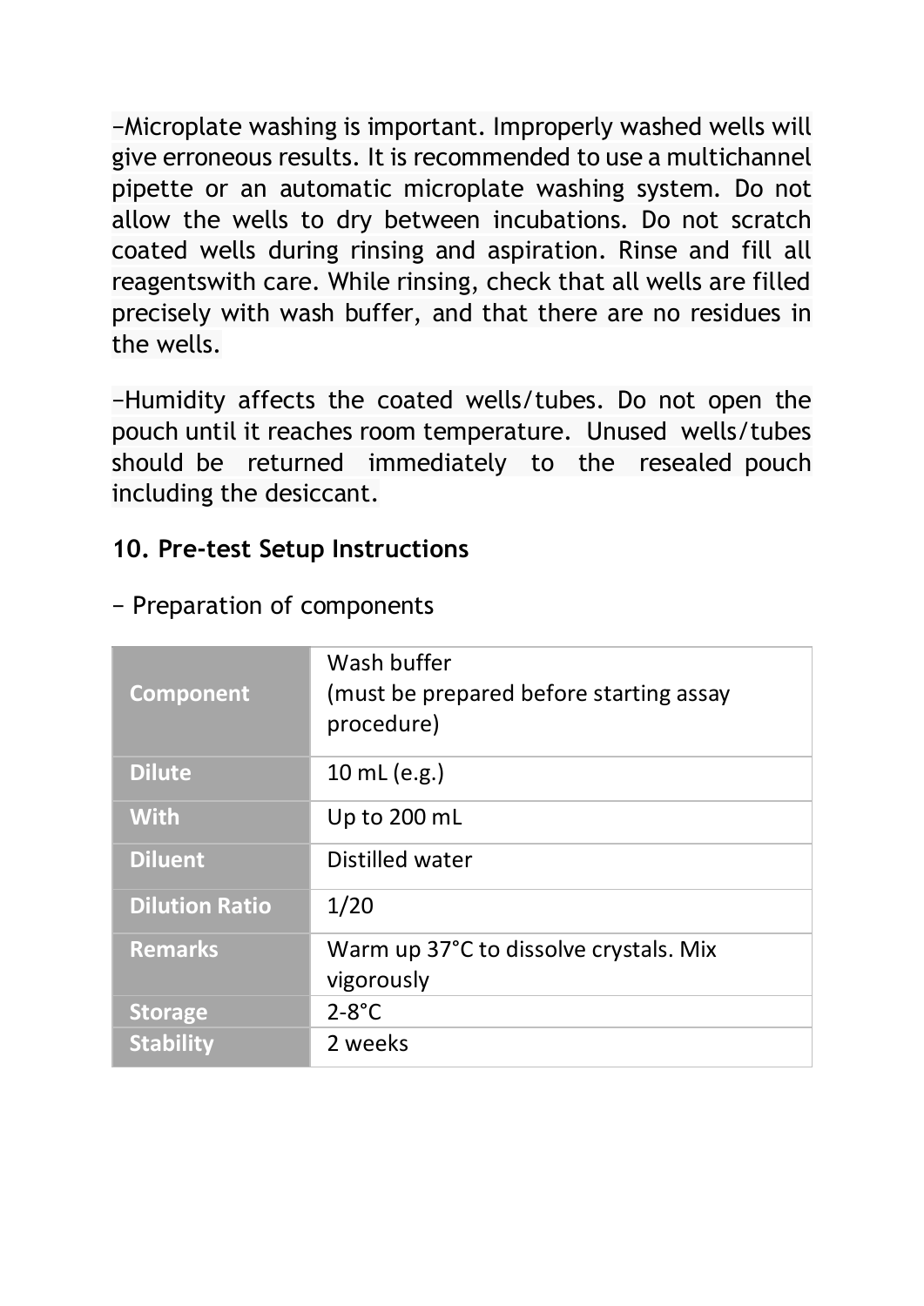−Microplate washing is important. Improperly washed wells will give erroneous results. It is recommended to use a multichannel pipette or an automatic microplate washing system. Do not allow the wells to dry between incubations. Do not scratch coated wells during rinsing and aspiration. Rinse and fill all reagentswith care. While rinsing, check that all wells are filled precisely with wash buffer, and that there are no residues in the wells.

−Humidity affects the coated wells/tubes. Do not open the pouch until it reaches room temperature. Unused wells/tubes should be returned immediately to the resealed pouch including the desiccant.

## 10. Pre-test Setup Instructions

− Preparation of components

| Component | Wash buffer (must be prepared before starting assay procedure) |
|---|---|
| Dilute | 10 mL (e.g.) |
| With | Up to 200 mL |
| Diluent | Distilled water |
| Dilution Ratio | 1/20 |
| Remarks | Warm up 37°C to dissolve crystals. Mix vigorously |
| Storage | 2-8°C |
| Stability | 2 weeks |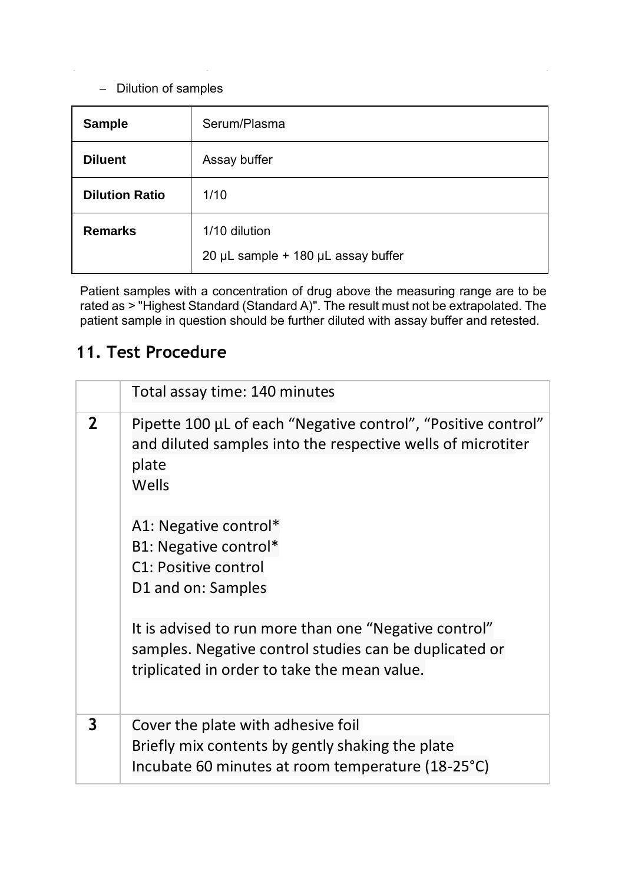– Dilution of samples

| **Sample** | Serum/Plasma |
|---|---|
| **Diluent** | Assay buffer |
| **Dilution Ratio** | 1/10 |
| **Remarks** | 1/10 dilution<br>20 µL sample + 180 µL assay buffer |

Patient samples with a concentration of drug above the measuring range are to be rated as > "Highest Standard (Standard A)". The result must not be extrapolated. The patient sample in question should be further diluted with assay buffer and retested.

## 11. Test Procedure

| | Total assay time: 140 minutes |
|---|---|
| **2** | Pipette 100 µL of each "Negative control", "Positive control" and diluted samples into the respective wells of microtiter plate<br>Wells<br><br>A1: Negative control*<br>B1: Negative control*<br>C1: Positive control<br>D1 and on: Samples<br><br>It is advised to run more than one "Negative control" samples. Negative control studies can be duplicated or triplicated in order to take the mean value. |
| **3** | Cover the plate with adhesive foil<br>Briefly mix contents by gently shaking the plate<br>Incubate 60 minutes at room temperature (18-25°C) |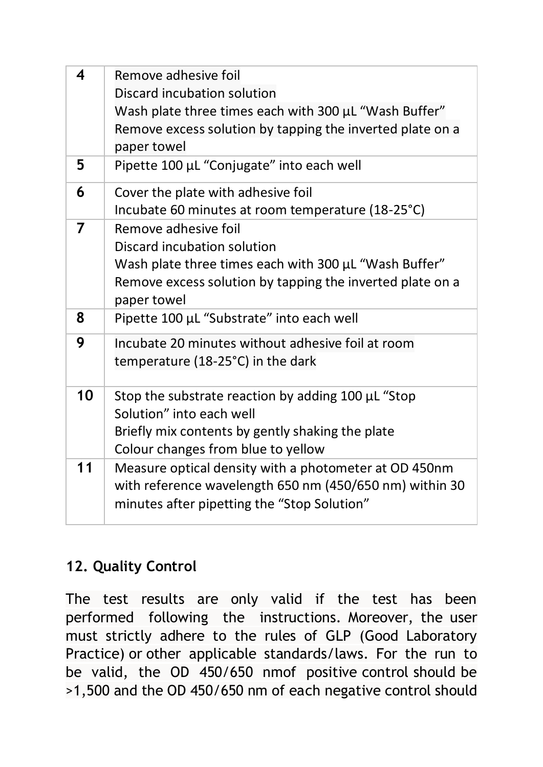| | |
|---|---|
| **4** | Remove adhesive foil<br>Discard incubation solution<br>Wash plate three times each with 300 µL "Wash Buffer"<br>Remove excess solution by tapping the inverted plate on a paper towel |
| **5** | Pipette 100 µL "Conjugate" into each well |
| **6** | Cover the plate with adhesive foil<br>Incubate 60 minutes at room temperature (18-25°C) |
| **7** | Remove adhesive foil<br>Discard incubation solution<br>Wash plate three times each with 300 µL "Wash Buffer"<br>Remove excess solution by tapping the inverted plate on a paper towel |
| **8** | Pipette 100 µL "Substrate" into each well |
| **9** | Incubate 20 minutes without adhesive foil at room temperature (18-25°C) in the dark |
| **10** | Stop the substrate reaction by adding 100 µL "Stop Solution" into each well<br>Briefly mix contents by gently shaking the plate<br>Colour changes from blue to yellow |
| **11** | Measure optical density with a photometer at OD 450nm with reference wavelength 650 nm (450/650 nm) within 30 minutes after pipetting the "Stop Solution" |

## 12. Quality Control

The test results are only valid if the test has been performed following the instructions. Moreover, the user must strictly adhere to the rules of GLP (Good Laboratory Practice) or other applicable standards/laws. For the run to be valid, the OD 450/650 nmof positive control should be >1,500 and the OD 450/650 nm of each negative control should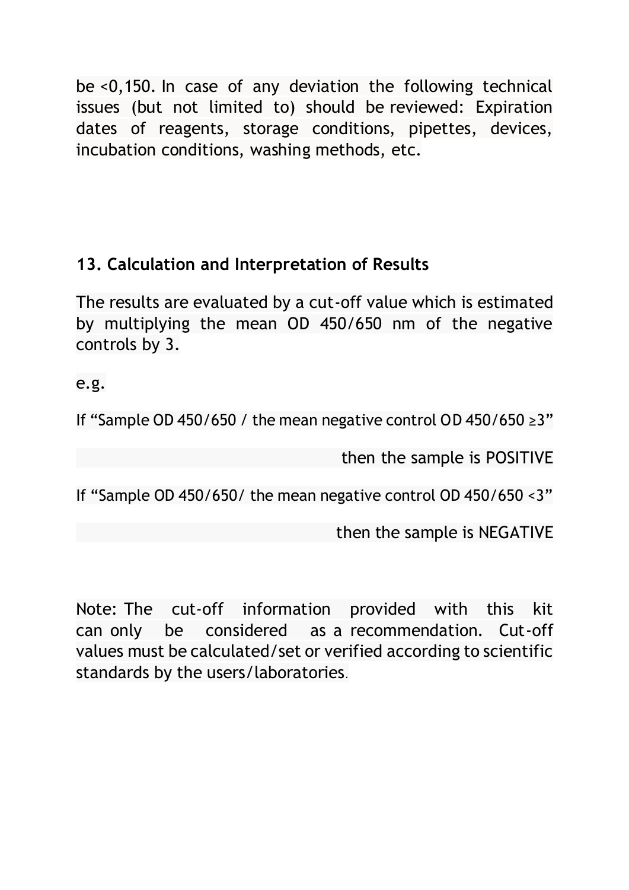be <0,150. In case of any deviation the following technical issues (but not limited to) should be reviewed: Expiration dates of reagents, storage conditions, pipettes, devices, incubation conditions, washing methods, etc.

## 13. Calculation and Interpretation of Results

The results are evaluated by a cut-off value which is estimated by multiplying the mean OD 450/650 nm of the negative controls by 3.

e.g.

If “Sample OD 450/650 / the mean negative control OD 450/650 ≥3”

then the sample is POSITIVE

If “Sample OD 450/650/ the mean negative control OD 450/650 <3”

then the sample is NEGATIVE

Note: The cut-off information provided with this kit can only be considered as a recommendation. Cut-off values must be calculated/set or verified according to scientific standards by the users/laboratories.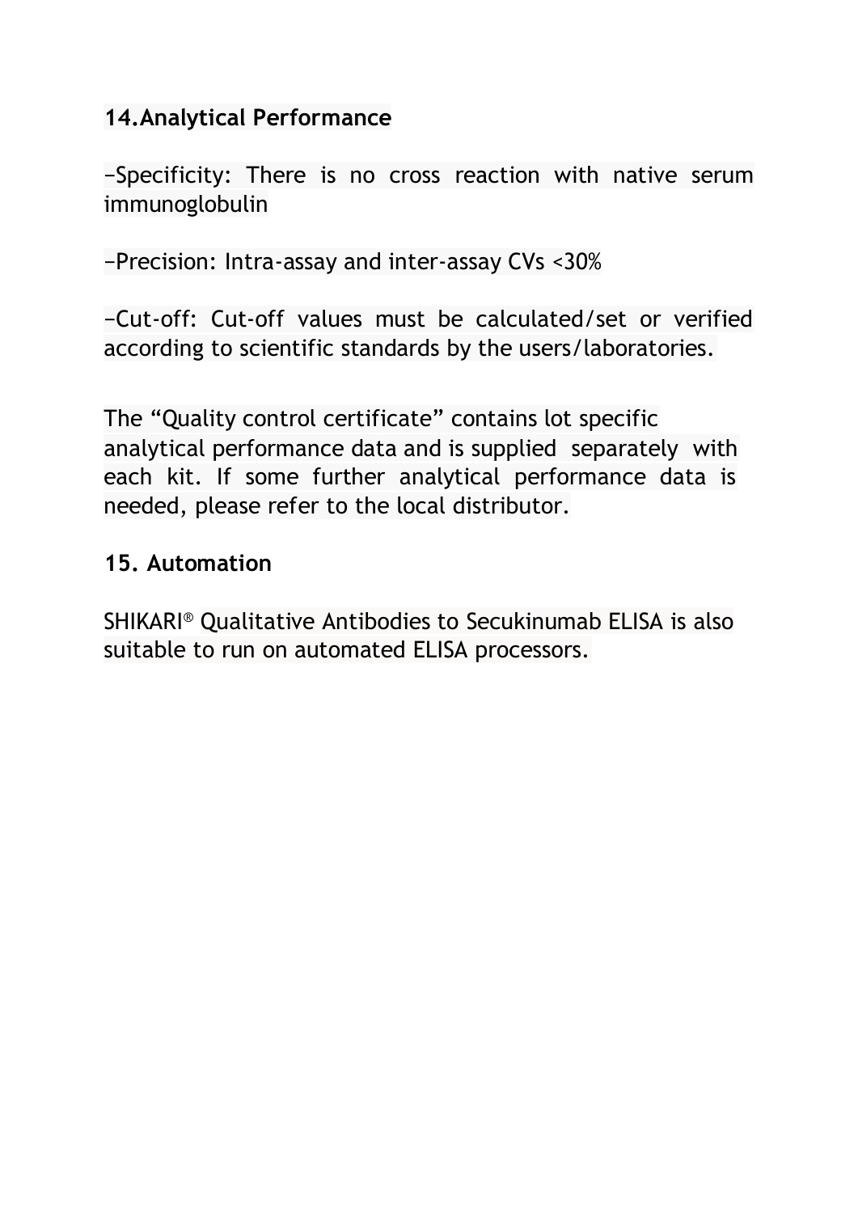## 14. Analytical Performance

−Specificity: There is no cross reaction with native serum immunoglobulin

−Precision: Intra-assay and inter-assay CVs <30%

−Cut-off: Cut-off values must be calculated/set or verified according to scientific standards by the users/laboratories.

The “Quality control certificate” contains lot specific analytical performance data and is supplied separately with each kit. If some further analytical performance data is needed, please refer to the local distributor.

## 15. Automation

SHIKARI® Qualitative Antibodies to Secukinumab ELISA is also suitable to run on automated ELISA processors.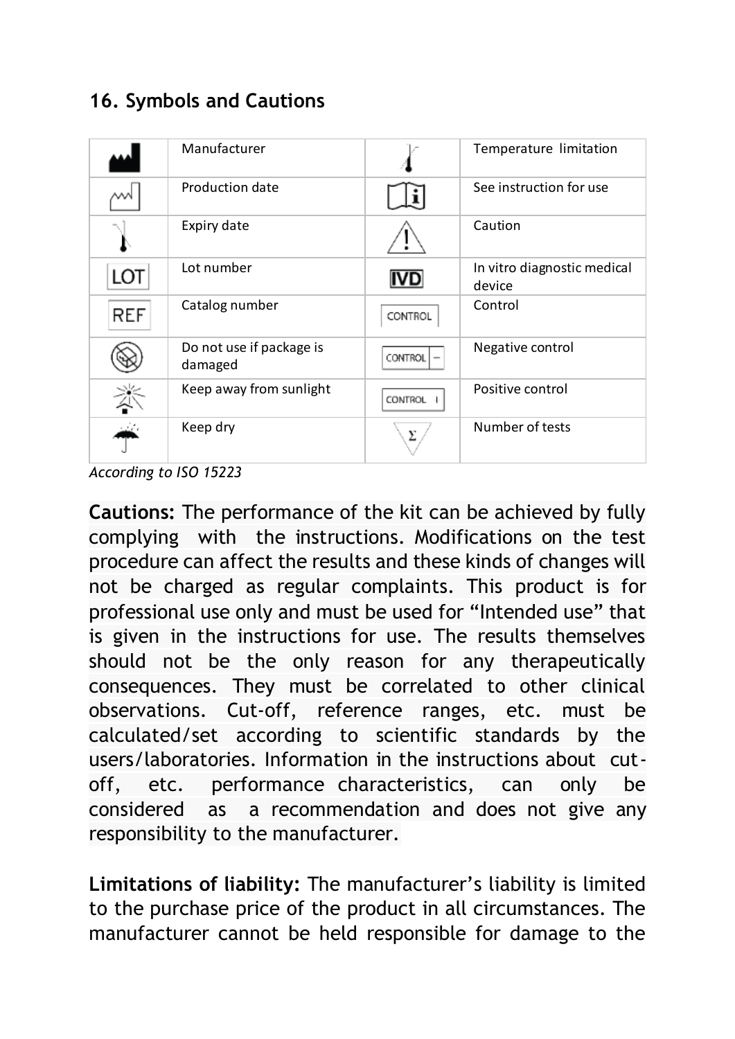## 16. Symbols and Cautions

| Symbol | Meaning | Symbol | Meaning |
|---|---|---|---|
| | Manufacturer | | Temperature limitation |
| | Production date | | See instruction for use |
| | Expiry date | | Caution |
| LOT | Lot number | IVD | In vitro diagnostic medical device |
| REF | Catalog number | CONTROL | Control |
| | Do not use if package is damaged | CONTROL – | Negative control |
| | Keep away from sunlight | CONTROL + | Positive control |
| | Keep dry | Σ | Number of tests |

*According to ISO 15223*

**Cautions:** The performance of the kit can be achieved by fully complying with the instructions. Modifications on the test procedure can affect the results and these kinds of changes will not be charged as regular complaints. This product is for professional use only and must be used for "Intended use" that is given in the instructions for use. The results themselves should not be the only reason for any therapeutically consequences. They must be correlated to other clinical observations. Cut-off, reference ranges, etc. must be calculated/set according to scientific standards by the users/laboratories. Information in the instructions about cut-off, etc. performance characteristics, can only be considered as a recommendation and does not give any responsibility to the manufacturer.

**Limitations of liability:** The manufacturer's liability is limited to the purchase price of the product in all circumstances. The manufacturer cannot be held responsible for damage to the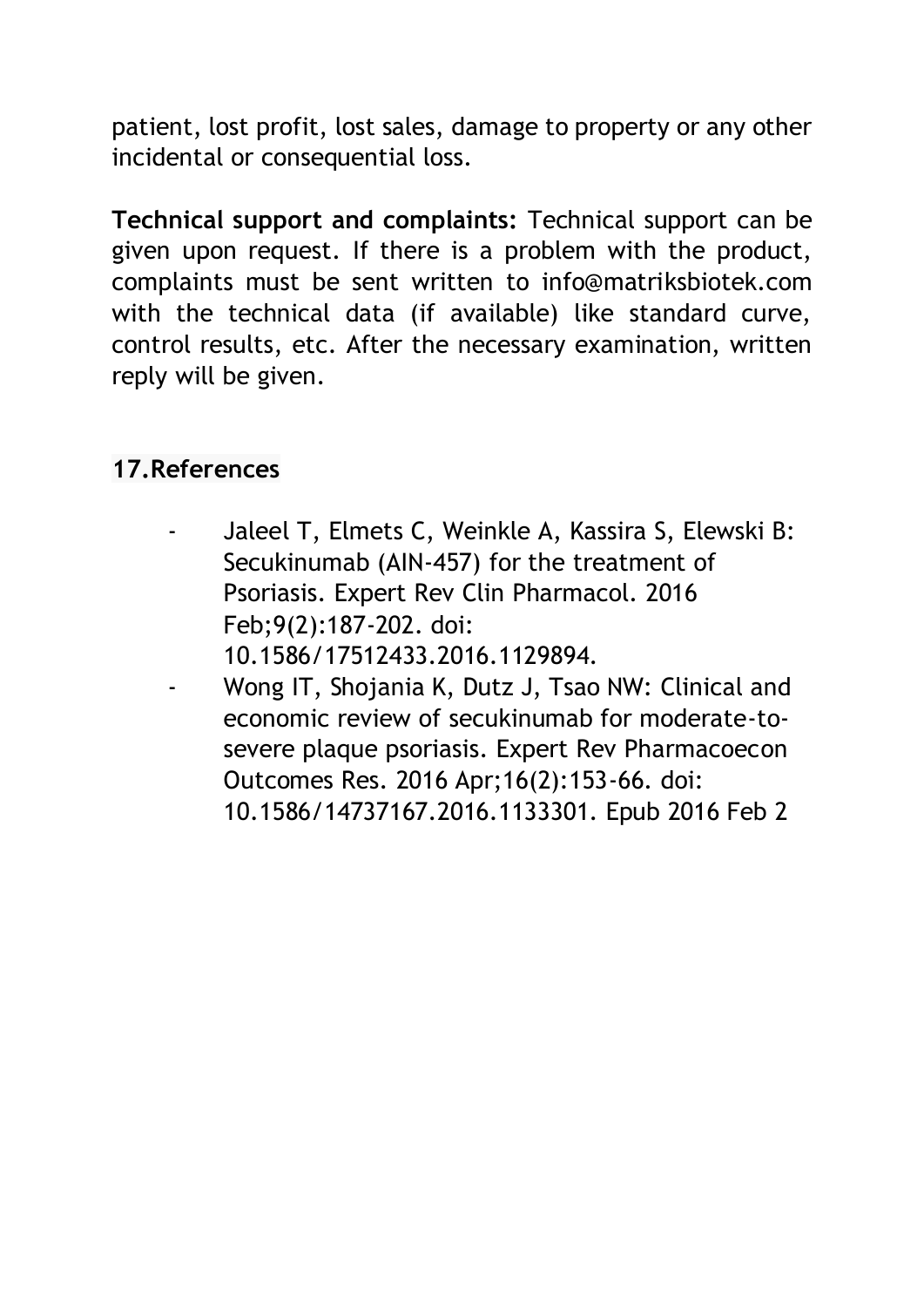patient, lost profit, lost sales, damage to property or any other incidental or consequential loss.

**Technical support and complaints:** Technical support can be given upon request. If there is a problem with the product, complaints must be sent written to info@matriksbiotek.com with the technical data (if available) like standard curve, control results, etc. After the necessary examination, written reply will be given.

## 17.References

- Jaleel T, Elmets C, Weinkle A, Kassira S, Elewski B: Secukinumab (AIN-457) for the treatment of Psoriasis. Expert Rev Clin Pharmacol. 2016 Feb;9(2):187-202. doi: 10.1586/17512433.2016.1129894.
- Wong IT, Shojania K, Dutz J, Tsao NW: Clinical and economic review of secukinumab for moderate-to-severe plaque psoriasis. Expert Rev Pharmacoecon Outcomes Res. 2016 Apr;16(2):153-66. doi: 10.1586/14737167.2016.1133301. Epub 2016 Feb 2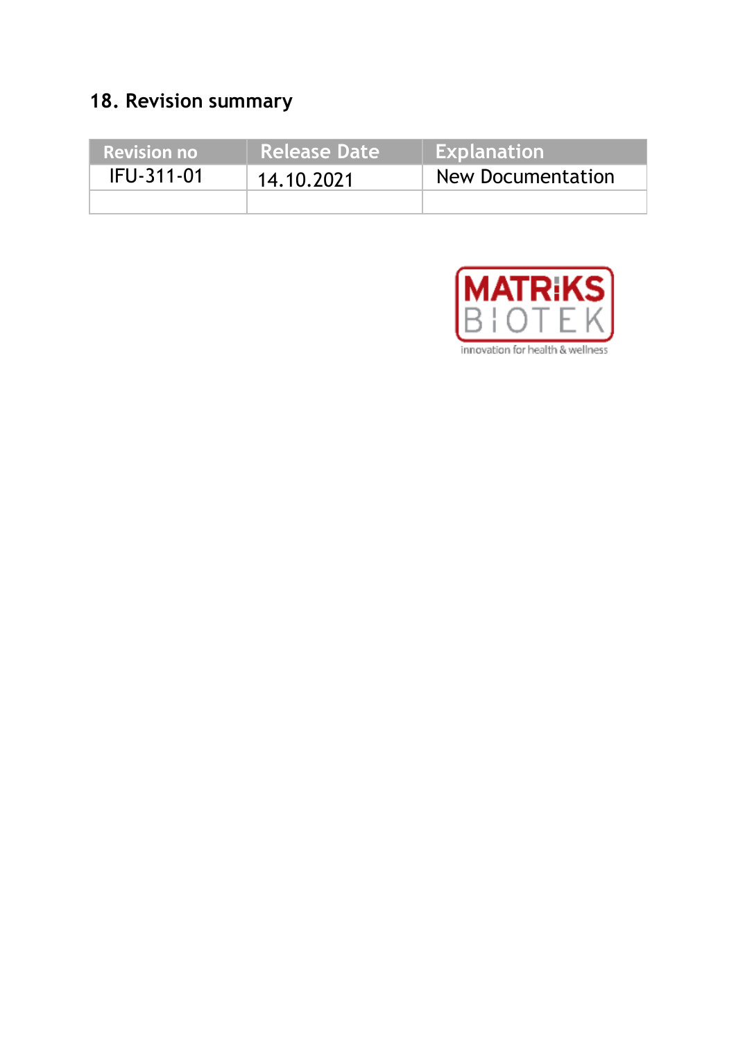## 18. Revision summary

| Revision no | Release Date | Explanation |
|---|---|---|
| IFU-311-01 | 14.10.2021 | New Documentation |
| | | |

MATRIKS BIOTEK
innovation for health & wellness